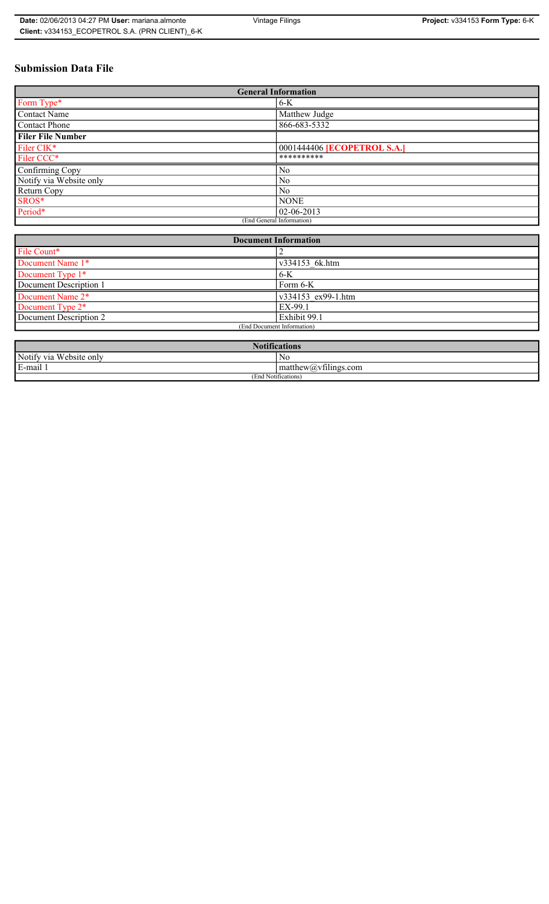# Submission Data File

| General Information | |
|---|---|
| Form Type* | 6-K |
| Contact Name | Matthew Judge |
| Contact Phone | 866-683-5332 |
| **Filer File Number** | |
| Filer CIK* | 0001444406 **[ECOPETROL S.A.]** |
| Filer CCC* | ********** |
| Confirming Copy | No |
| Notify via Website only | No |
| Return Copy | No |
| SROS* | NONE |
| Period* | 02-06-2013 |
| (End General Information) | |

| Document Information | |
|---|---|
| File Count* | 2 |
| Document Name 1* | v334153_6k.htm |
| Document Type 1* | 6-K |
| Document Description 1 | Form 6-K |
| Document Name 2* | v334153_ex99-1.htm |
| Document Type 2* | EX-99.1 |
| Document Description 2 | Exhibit 99.1 |
| (End Document Information) | |

| Notifications | |
|---|---|
| Notify via Website only | No |
| E-mail 1 | matthew@vfilings.com |
| (End Notifications) | |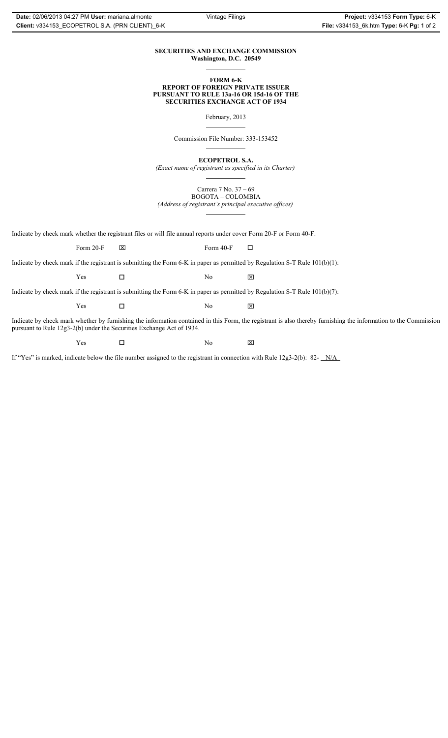**SECURITIES AND EXCHANGE COMMISSION**
**Washington, D.C. 20549**

**FORM 6-K**
**REPORT OF FOREIGN PRIVATE ISSUER**
**PURSUANT TO RULE 13a-16 OR 15d-16 OF THE**
**SECURITIES EXCHANGE ACT OF 1934**

February, 2013

Commission File Number: 333-153452

**ECOPETROL S.A.**
*(Exact name of registrant as specified in its Charter)*

Carrera 7 No. 37 – 69
BOGOTA – COLOMBIA
*(Address of registrant's principal executive offices)*

Indicate by check mark whether the registrant files or will file annual reports under cover Form 20-F or Form 40-F.

Form 20-F ☒ Form 40-F ☐

Indicate by check mark if the registrant is submitting the Form 6-K in paper as permitted by Regulation S-T Rule 101(b)(1):

Yes ☐ No ☒

Indicate by check mark if the registrant is submitting the Form 6-K in paper as permitted by Regulation S-T Rule 101(b)(7):

Yes ☐ No ☒

Indicate by check mark whether by furnishing the information contained in this Form, the registrant is also thereby furnishing the information to the Commission pursuant to Rule 12g3-2(b) under the Securities Exchange Act of 1934.

Yes ☐ No ☒

If "Yes" is marked, indicate below the file number assigned to the registrant in connection with Rule 12g3-2(b): 82- N/A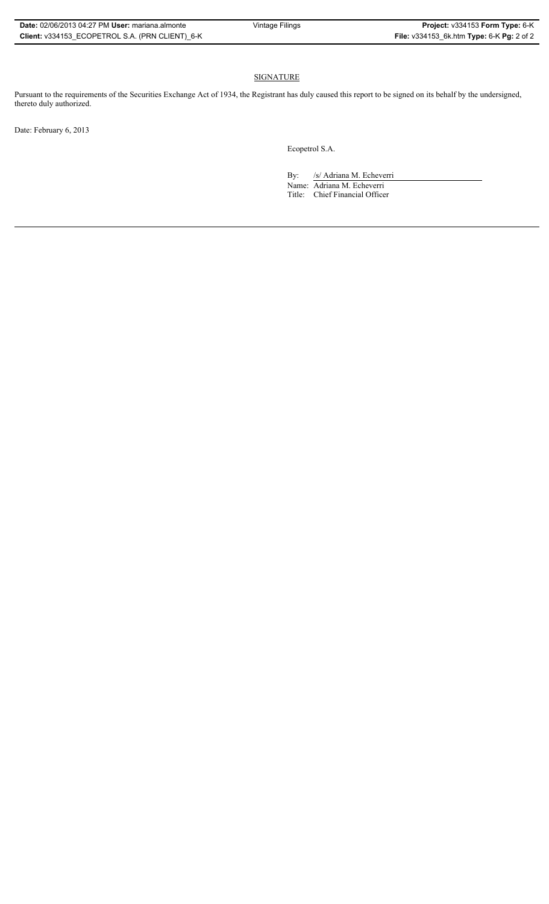## SIGNATURE

Pursuant to the requirements of the Securities Exchange Act of 1934, the Registrant has duly caused this report to be signed on its behalf by the undersigned, thereto duly authorized.

Date: February 6, 2013

Ecopetrol S.A.

By: /s/ Adriana M. Echeverri

Name: Adriana M. Echeverri

Title: Chief Financial Officer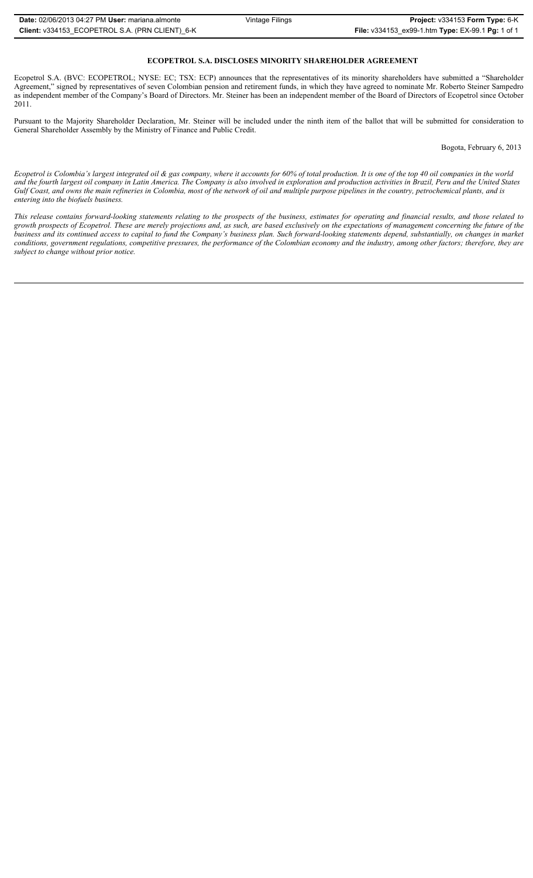**ECOPETROL S.A. DISCLOSES MINORITY SHAREHOLDER AGREEMENT**

Ecopetrol S.A. (BVC: ECOPETROL; NYSE: EC; TSX: ECP) announces that the representatives of its minority shareholders have submitted a "Shareholder Agreement," signed by representatives of seven Colombian pension and retirement funds, in which they have agreed to nominate Mr. Roberto Steiner Sampedro as independent member of the Company's Board of Directors. Mr. Steiner has been an independent member of the Board of Directors of Ecopetrol since October 2011.

Pursuant to the Majority Shareholder Declaration, Mr. Steiner will be included under the ninth item of the ballot that will be submitted for consideration to General Shareholder Assembly by the Ministry of Finance and Public Credit.

Bogota, February 6, 2013

*Ecopetrol is Colombia's largest integrated oil & gas company, where it accounts for 60% of total production. It is one of the top 40 oil companies in the world and the fourth largest oil company in Latin America. The Company is also involved in exploration and production activities in Brazil, Peru and the United States Gulf Coast, and owns the main refineries in Colombia, most of the network of oil and multiple purpose pipelines in the country, petrochemical plants, and is entering into the biofuels business.*

*This release contains forward-looking statements relating to the prospects of the business, estimates for operating and financial results, and those related to growth prospects of Ecopetrol. These are merely projections and, as such, are based exclusively on the expectations of management concerning the future of the business and its continued access to capital to fund the Company's business plan. Such forward-looking statements depend, substantially, on changes in market conditions, government regulations, competitive pressures, the performance of the Colombian economy and the industry, among other factors; therefore, they are subject to change without prior notice.*